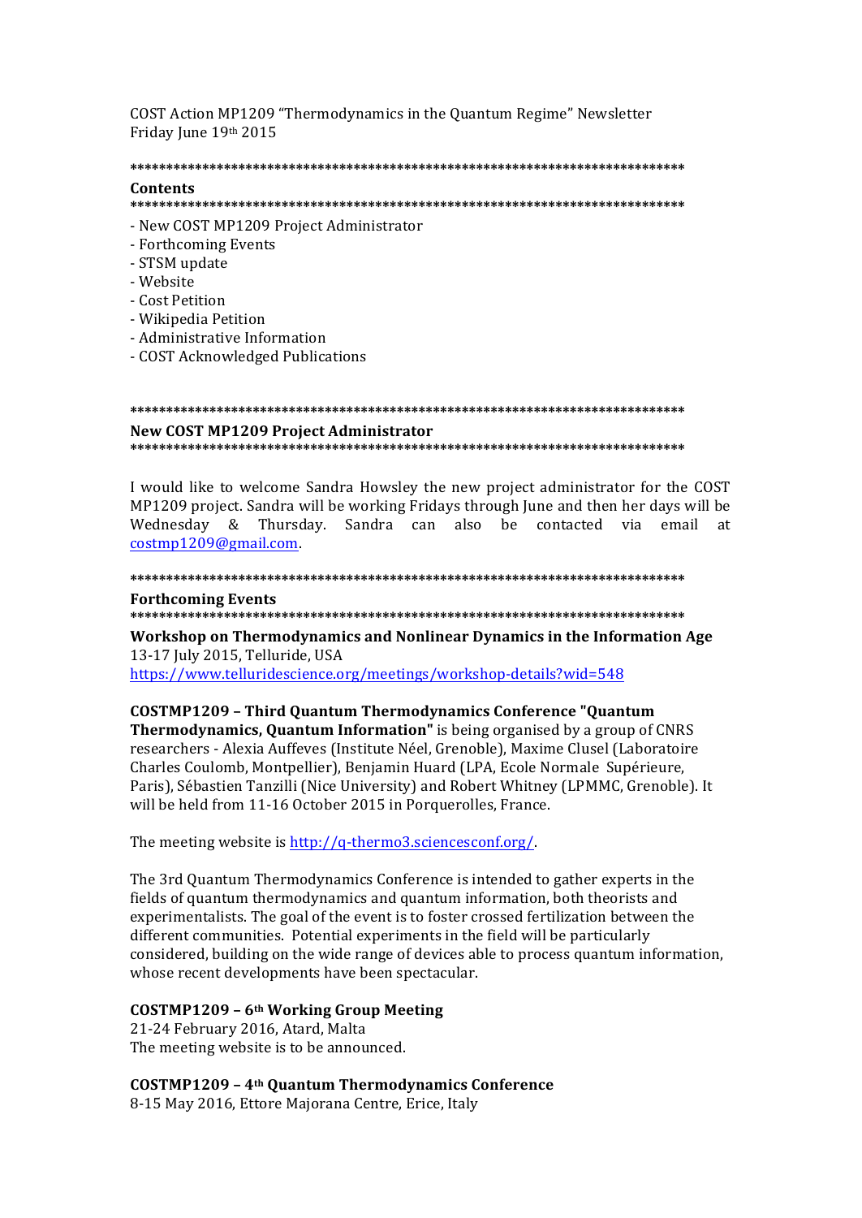COST Action MP1209 "Thermodynamics in the Quantum Regime" Newsletter
Friday June 19th 2015

*******************************************************************************

**Contents**

*******************************************************************************

- New COST MP1209 Project Administrator
- Forthcoming Events
- STSM update
- Website
- Cost Petition
- Wikipedia Petition
- Administrative Information
- COST Acknowledged Publications

*******************************************************************************

**New COST MP1209 Project Administrator**

*******************************************************************************

I would like to welcome Sandra Howsley the new project administrator for the COST MP1209 project. Sandra will be working Fridays through June and then her days will be Wednesday & Thursday. Sandra can also be contacted via email at costmp1209@gmail.com.

*******************************************************************************

**Forthcoming Events**

*******************************************************************************

**Workshop on Thermodynamics and Nonlinear Dynamics in the Information Age**
13-17 July 2015, Telluride, USA
https://www.telluridescience.org/meetings/workshop-details?wid=548

**COSTMP1209 – Third Quantum Thermodynamics Conference "Quantum Thermodynamics, Quantum Information"** is being organised by a group of CNRS researchers - Alexia Auffeves (Institute Néel, Grenoble), Maxime Clusel (Laboratoire Charles Coulomb, Montpellier), Benjamin Huard (LPA, Ecole Normale Supérieure, Paris), Sébastien Tanzilli (Nice University) and Robert Whitney (LPMMC, Grenoble). It will be held from 11-16 October 2015 in Porquerolles, France.

The meeting website is http://q-thermo3.sciencesconf.org/.

The 3rd Quantum Thermodynamics Conference is intended to gather experts in the fields of quantum thermodynamics and quantum information, both theorists and experimentalists. The goal of the event is to foster crossed fertilization between the different communities. Potential experiments in the field will be particularly considered, building on the wide range of devices able to process quantum information, whose recent developments have been spectacular.

**COSTMP1209 – 6th Working Group Meeting**
21-24 February 2016, Atard, Malta
The meeting website is to be announced.

**COSTMP1209 – 4th Quantum Thermodynamics Conference**
8-15 May 2016, Ettore Majorana Centre, Erice, Italy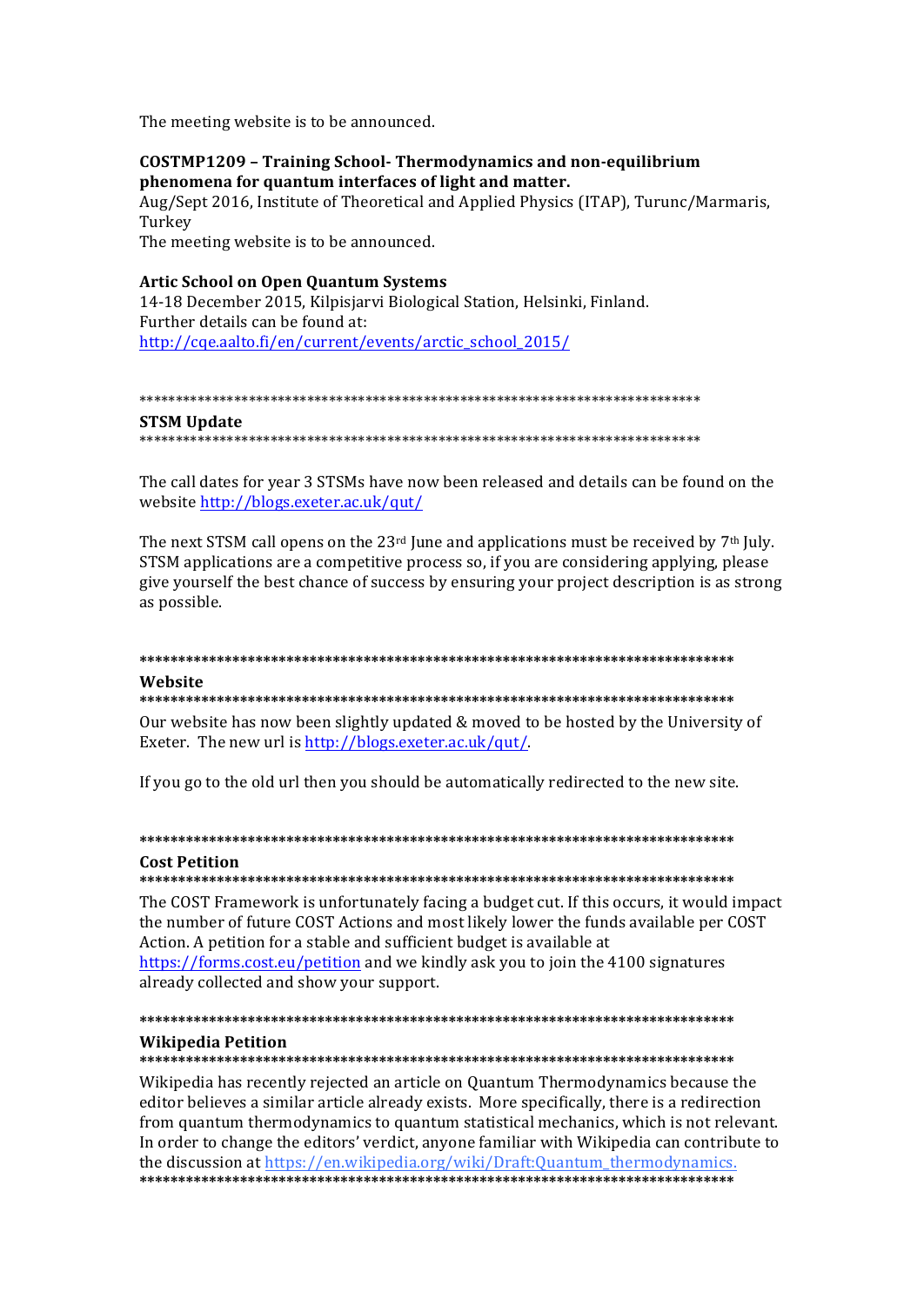The meeting website is to be announced.

**COSTMP1209 – Training School- Thermodynamics and non-equilibrium phenomena for quantum interfaces of light and matter.**
Aug/Sept 2016, Institute of Theoretical and Applied Physics (ITAP), Turunc/Marmaris, Turkey
The meeting website is to be announced.

**Artic School on Open Quantum Systems**
14-18 December 2015, Kilpisjarvi Biological Station, Helsinki, Finland.
Further details can be found at:
http://cqe.aalto.fi/en/current/events/arctic_school_2015/

*******************************************************************************

**STSM Update**

*******************************************************************************

The call dates for year 3 STSMs have now been released and details can be found on the website http://blogs.exeter.ac.uk/qut/

The next STSM call opens on the 23rd June and applications must be received by 7th July. STSM applications are a competitive process so, if you are considering applying, please give yourself the best chance of success by ensuring your project description is as strong as possible.

*******************************************************************************

**Website**

*******************************************************************************

Our website has now been slightly updated & moved to be hosted by the University of Exeter. The new url is http://blogs.exeter.ac.uk/qut/.

If you go to the old url then you should be automatically redirected to the new site.

*******************************************************************************

**Cost Petition**

*******************************************************************************

The COST Framework is unfortunately facing a budget cut. If this occurs, it would impact the number of future COST Actions and most likely lower the funds available per COST Action. A petition for a stable and sufficient budget is available at https://forms.cost.eu/petition and we kindly ask you to join the 4100 signatures already collected and show your support.

*******************************************************************************

**Wikipedia Petition**

*******************************************************************************

Wikipedia has recently rejected an article on Quantum Thermodynamics because the editor believes a similar article already exists. More specifically, there is a redirection from quantum thermodynamics to quantum statistical mechanics, which is not relevant. In order to change the editors' verdict, anyone familiar with Wikipedia can contribute to the discussion at https://en.wikipedia.org/wiki/Draft:Quantum_thermodynamics.

*******************************************************************************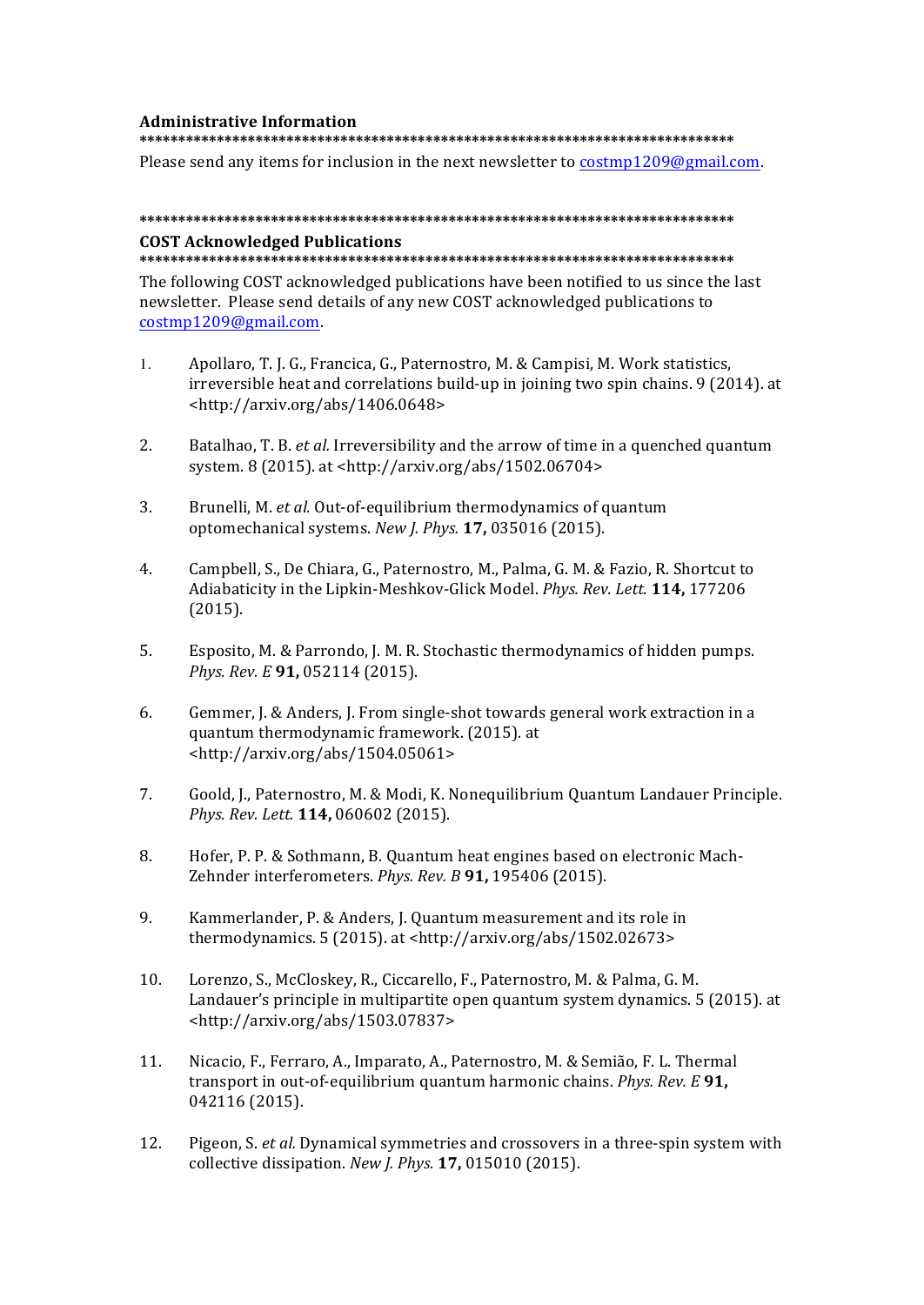**Administrative Information**

*****************************************************************************

Please send any items for inclusion in the next newsletter to costmp1209@gmail.com.

*****************************************************************************

**COST Acknowledged Publications**

*****************************************************************************

The following COST acknowledged publications have been notified to us since the last newsletter. Please send details of any new COST acknowledged publications to costmp1209@gmail.com.

1. Apollaro, T. J. G., Francica, G., Paternostro, M. & Campisi, M. Work statistics, irreversible heat and correlations build-up in joining two spin chains. 9 (2014). at <http://arxiv.org/abs/1406.0648>

2. Batalhao, T. B. *et al.* Irreversibility and the arrow of time in a quenched quantum system. 8 (2015). at <http://arxiv.org/abs/1502.06704>

3. Brunelli, M. *et al.* Out-of-equilibrium thermodynamics of quantum optomechanical systems. *New J. Phys.* **17,** 035016 (2015).

4. Campbell, S., De Chiara, G., Paternostro, M., Palma, G. M. & Fazio, R. Shortcut to Adiabaticity in the Lipkin-Meshkov-Glick Model. *Phys. Rev. Lett.* **114,** 177206 (2015).

5. Esposito, M. & Parrondo, J. M. R. Stochastic thermodynamics of hidden pumps. *Phys. Rev. E* **91,** 052114 (2015).

6. Gemmer, J. & Anders, J. From single-shot towards general work extraction in a quantum thermodynamic framework. (2015). at <http://arxiv.org/abs/1504.05061>

7. Goold, J., Paternostro, M. & Modi, K. Nonequilibrium Quantum Landauer Principle. *Phys. Rev. Lett.* **114,** 060602 (2015).

8. Hofer, P. P. & Sothmann, B. Quantum heat engines based on electronic Mach-Zehnder interferometers. *Phys. Rev. B* **91,** 195406 (2015).

9. Kammerlander, P. & Anders, J. Quantum measurement and its role in thermodynamics. 5 (2015). at <http://arxiv.org/abs/1502.02673>

10. Lorenzo, S., McCloskey, R., Ciccarello, F., Paternostro, M. & Palma, G. M. Landauer's principle in multipartite open quantum system dynamics. 5 (2015). at <http://arxiv.org/abs/1503.07837>

11. Nicacio, F., Ferraro, A., Imparato, A., Paternostro, M. & Semião, F. L. Thermal transport in out-of-equilibrium quantum harmonic chains. *Phys. Rev. E* **91,** 042116 (2015).

12. Pigeon, S. *et al.* Dynamical symmetries and crossovers in a three-spin system with collective dissipation. *New J. Phys.* **17,** 015010 (2015).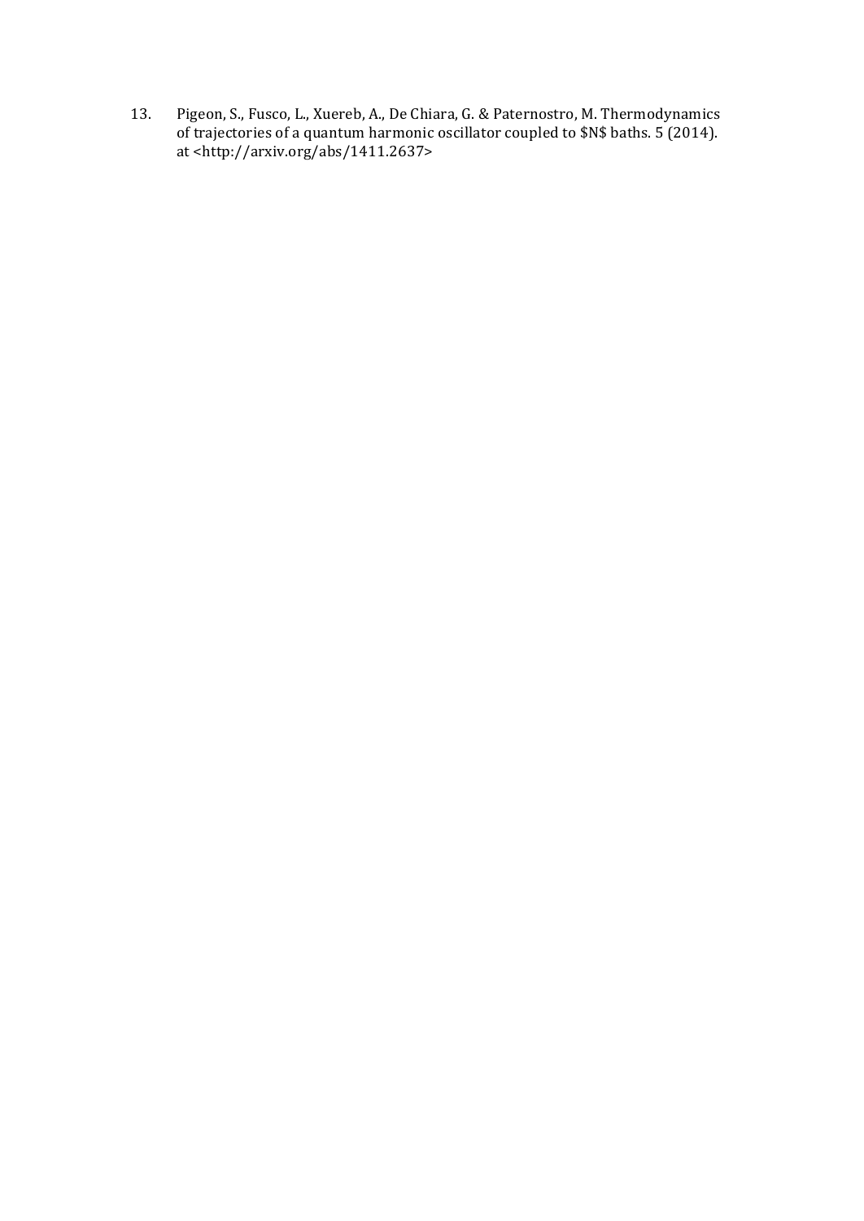13. Pigeon, S., Fusco, L., Xuereb, A., De Chiara, G. & Paternostro, M. Thermodynamics of trajectories of a quantum harmonic oscillator coupled to $N$ baths. 5 (2014). at <http://arxiv.org/abs/1411.2637>